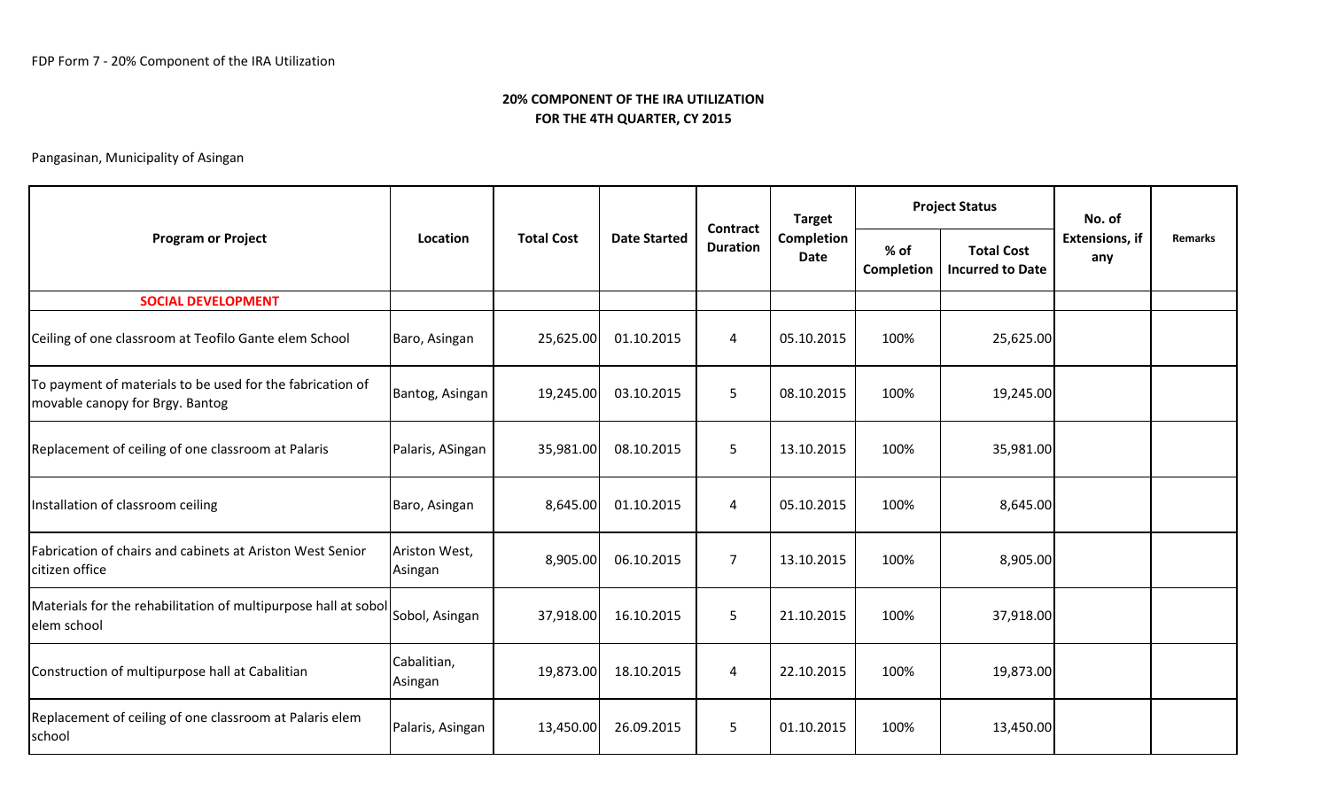FDP Form 7 - 20% Component of the IRA Utilization

## 20% COMPONENT OF THE IRA UTILIZATION
## FOR THE 4TH QUARTER, CY 2015

Pangasinan, Municipality of Asingan

| Program or Project | Location | Total Cost | Date Started | Contract Duration | Target Completion Date | Project Status | | No. of Extensions, if any | Remarks |
|---|---|---|---|---|---|---|---|---|---|
| | | | | | | % of Completion | Total Cost Incurred to Date | | |
| **SOCIAL DEVELOPMENT** | | | | | | | | | |
| Ceiling of one classroom at Teofilo Gante elem School | Baro, Asingan | 25,625.00 | 01.10.2015 | 4 | 05.10.2015 | 100% | 25,625.00 | | |
| To payment of materials to be used for the fabrication of movable canopy for Brgy. Bantog | Bantog, Asingan | 19,245.00 | 03.10.2015 | 5 | 08.10.2015 | 100% | 19,245.00 | | |
| Replacement of ceiling of one classroom at Palaris | Palaris, ASingan | 35,981.00 | 08.10.2015 | 5 | 13.10.2015 | 100% | 35,981.00 | | |
| Installation of classroom ceiling | Baro, Asingan | 8,645.00 | 01.10.2015 | 4 | 05.10.2015 | 100% | 8,645.00 | | |
| Fabrication of chairs and cabinets at Ariston West Senior citizen office | Ariston West, Asingan | 8,905.00 | 06.10.2015 | 7 | 13.10.2015 | 100% | 8,905.00 | | |
| Materials for the rehabilitation of multipurpose hall at sobol elem school | Sobol, Asingan | 37,918.00 | 16.10.2015 | 5 | 21.10.2015 | 100% | 37,918.00 | | |
| Construction of multipurpose hall at Cabalitian | Cabalitian, Asingan | 19,873.00 | 18.10.2015 | 4 | 22.10.2015 | 100% | 19,873.00 | | |
| Replacement of ceiling of one classroom at Palaris elem school | Palaris, Asingan | 13,450.00 | 26.09.2015 | 5 | 01.10.2015 | 100% | 13,450.00 | | |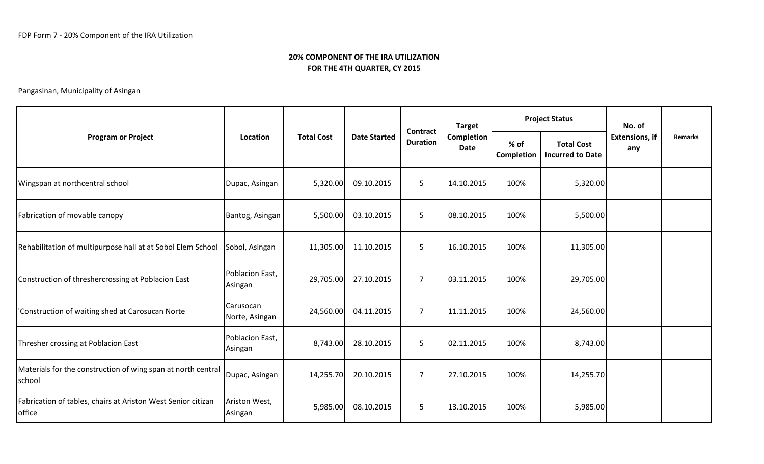FDP Form 7 - 20% Component of the IRA Utilization

## 20% COMPONENT OF THE IRA UTILIZATION
## FOR THE 4TH QUARTER, CY 2015

Pangasinan, Municipality of Asingan

| Program or Project | Location | Total Cost | Date Started | Contract Duration | Target Completion Date | Project Status | | No. of Extensions, if any | Remarks |
|---|---|---|---|---|---|---|---|---|---|
| | | | | | | % of Completion | Total Cost Incurred to Date | | |
| Wingspan at northcentral school | Dupac, Asingan | 5,320.00 | 09.10.2015 | 5 | 14.10.2015 | 100% | 5,320.00 | | |
| Fabrication of movable canopy | Bantog, Asingan | 5,500.00 | 03.10.2015 | 5 | 08.10.2015 | 100% | 5,500.00 | | |
| Rehabilitation of multipurpose hall at at Sobol Elem School | Sobol, Asingan | 11,305.00 | 11.10.2015 | 5 | 16.10.2015 | 100% | 11,305.00 | | |
| Construction of threshercrossing at Poblacion East | Poblacion East, Asingan | 29,705.00 | 27.10.2015 | 7 | 03.11.2015 | 100% | 29,705.00 | | |
| 'Construction of waiting shed at Carosucan Norte | Carusocan Norte, Asingan | 24,560.00 | 04.11.2015 | 7 | 11.11.2015 | 100% | 24,560.00 | | |
| Thresher crossing at Poblacion East | Poblacion East, Asingan | 8,743.00 | 28.10.2015 | 5 | 02.11.2015 | 100% | 8,743.00 | | |
| Materials for the construction of wing span at north central school | Dupac, Asingan | 14,255.70 | 20.10.2015 | 7 | 27.10.2015 | 100% | 14,255.70 | | |
| Fabrication of tables, chairs at Ariston West Senior citizan office | Ariston West, Asingan | 5,985.00 | 08.10.2015 | 5 | 13.10.2015 | 100% | 5,985.00 | | |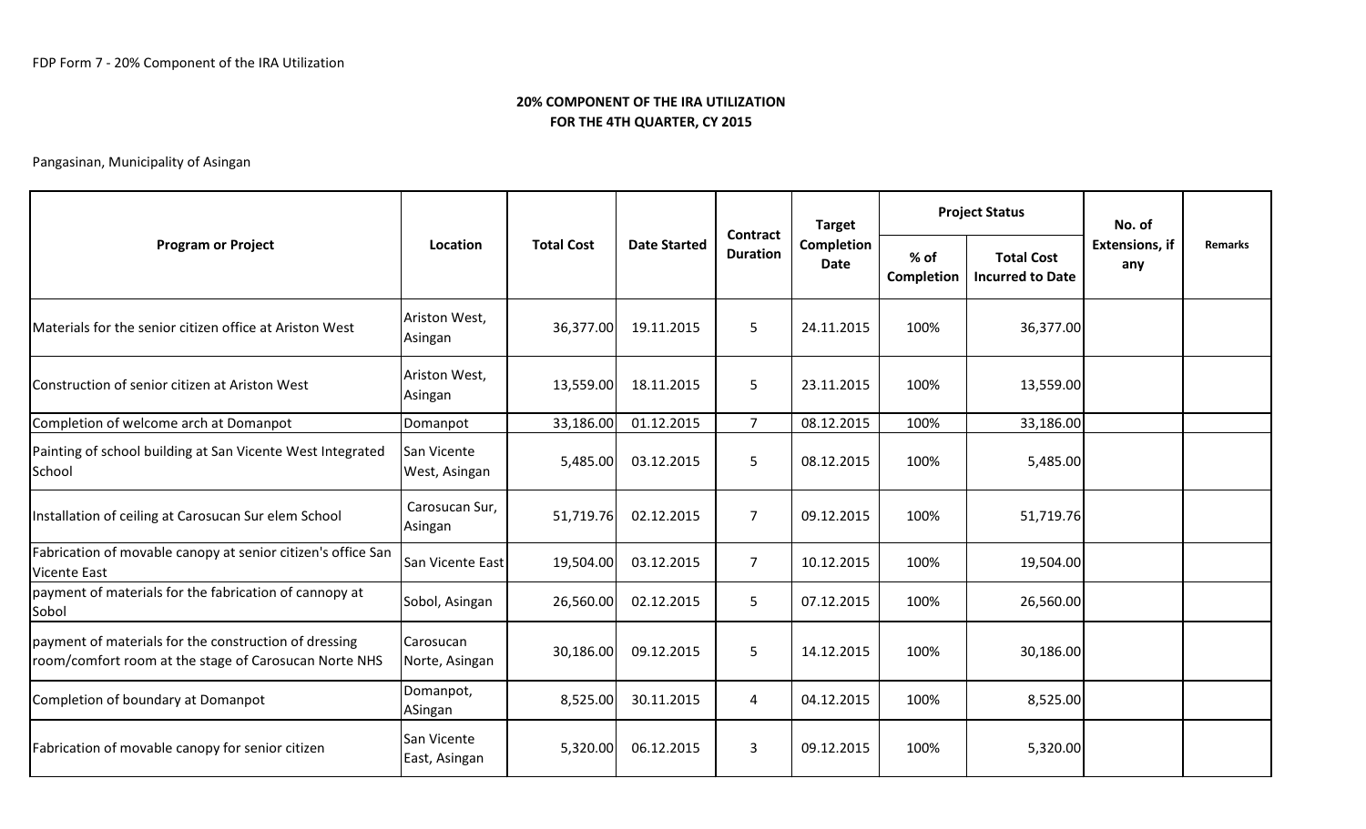FDP Form 7 - 20% Component of the IRA Utilization

**20% COMPONENT OF THE IRA UTILIZATION**
**FOR THE 4TH QUARTER, CY 2015**

Pangasinan, Municipality of Asingan

| Program or Project | Location | Total Cost | Date Started | Contract Duration | Target Completion Date | Project Status | | No. of Extensions, if any | Remarks |
|---|---|---|---|---|---|---|---|---|---|
| | | | | | | % of Completion | Total Cost Incurred to Date | | |
| Materials for the senior citizen office at Ariston West | Ariston West, Asingan | 36,377.00 | 19.11.2015 | 5 | 24.11.2015 | 100% | 36,377.00 | | |
| Construction of senior citizen at Ariston West | Ariston West, Asingan | 13,559.00 | 18.11.2015 | 5 | 23.11.2015 | 100% | 13,559.00 | | |
| Completion of welcome arch at Domanpot | Domanpot | 33,186.00 | 01.12.2015 | 7 | 08.12.2015 | 100% | 33,186.00 | | |
| Painting of school building at San Vicente West Integrated School | San Vicente West, Asingan | 5,485.00 | 03.12.2015 | 5 | 08.12.2015 | 100% | 5,485.00 | | |
| Installation of ceiling at Carosucan Sur elem School | Carosucan Sur, Asingan | 51,719.76 | 02.12.2015 | 7 | 09.12.2015 | 100% | 51,719.76 | | |
| Fabrication of movable canopy at senior citizen's office San Vicente East | San Vicente East | 19,504.00 | 03.12.2015 | 7 | 10.12.2015 | 100% | 19,504.00 | | |
| payment of materials for the fabrication of cannopy at Sobol | Sobol, Asingan | 26,560.00 | 02.12.2015 | 5 | 07.12.2015 | 100% | 26,560.00 | | |
| payment of materials for the construction of dressing room/comfort room at the stage of Carosucan Norte NHS | Carosucan Norte, Asingan | 30,186.00 | 09.12.2015 | 5 | 14.12.2015 | 100% | 30,186.00 | | |
| Completion of boundary at Domanpot | Domanpot, ASingan | 8,525.00 | 30.11.2015 | 4 | 04.12.2015 | 100% | 8,525.00 | | |
| Fabrication of movable canopy for senior citizen | San Vicente East, Asingan | 5,320.00 | 06.12.2015 | 3 | 09.12.2015 | 100% | 5,320.00 | | |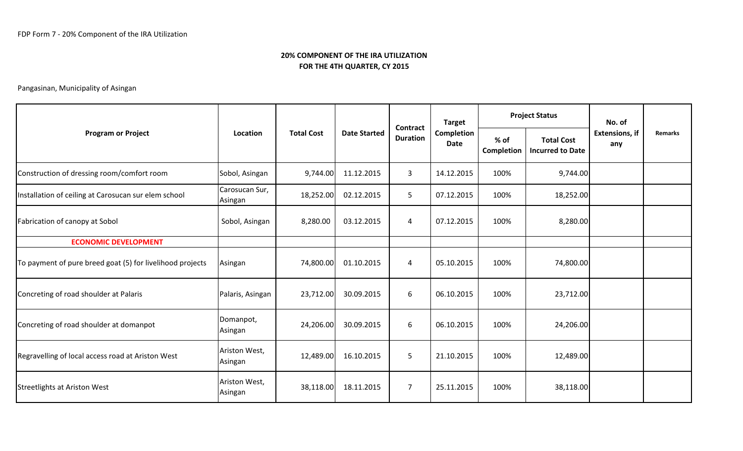FDP Form 7 - 20% Component of the IRA Utilization

**20% COMPONENT OF THE IRA UTILIZATION**
**FOR THE 4TH QUARTER, CY 2015**

Pangasinan, Municipality of Asingan

| Program or Project | Location | Total Cost | Date Started | Contract Duration | Target Completion Date | Project Status | | No. of Extensions, if any | Remarks |
|---|---|---|---|---|---|---|---|---|---|
| | | | | | | % of Completion | Total Cost Incurred to Date | | |
| Construction of dressing room/comfort room | Sobol, Asingan | 9,744.00 | 11.12.2015 | 3 | 14.12.2015 | 100% | 9,744.00 | | |
| Installation of ceiling at Carosucan sur elem school | Carosucan Sur, Asingan | 18,252.00 | 02.12.2015 | 5 | 07.12.2015 | 100% | 18,252.00 | | |
| Fabrication of canopy at Sobol | Sobol, Asingan | 8,280.00 | 03.12.2015 | 4 | 07.12.2015 | 100% | 8,280.00 | | |
| **ECONOMIC DEVELOPMENT** | | | | | | | | | |
| To payment of pure breed goat (5) for livelihood projects | Asingan | 74,800.00 | 01.10.2015 | 4 | 05.10.2015 | 100% | 74,800.00 | | |
| Concreting of road shoulder at Palaris | Palaris, Asingan | 23,712.00 | 30.09.2015 | 6 | 06.10.2015 | 100% | 23,712.00 | | |
| Concreting of road shoulder at domanpot | Domanpot, Asingan | 24,206.00 | 30.09.2015 | 6 | 06.10.2015 | 100% | 24,206.00 | | |
| Regravelling of local access road at Ariston West | Ariston West, Asingan | 12,489.00 | 16.10.2015 | 5 | 21.10.2015 | 100% | 12,489.00 | | |
| Streetlights at Ariston West | Ariston West, Asingan | 38,118.00 | 18.11.2015 | 7 | 25.11.2015 | 100% | 38,118.00 | | |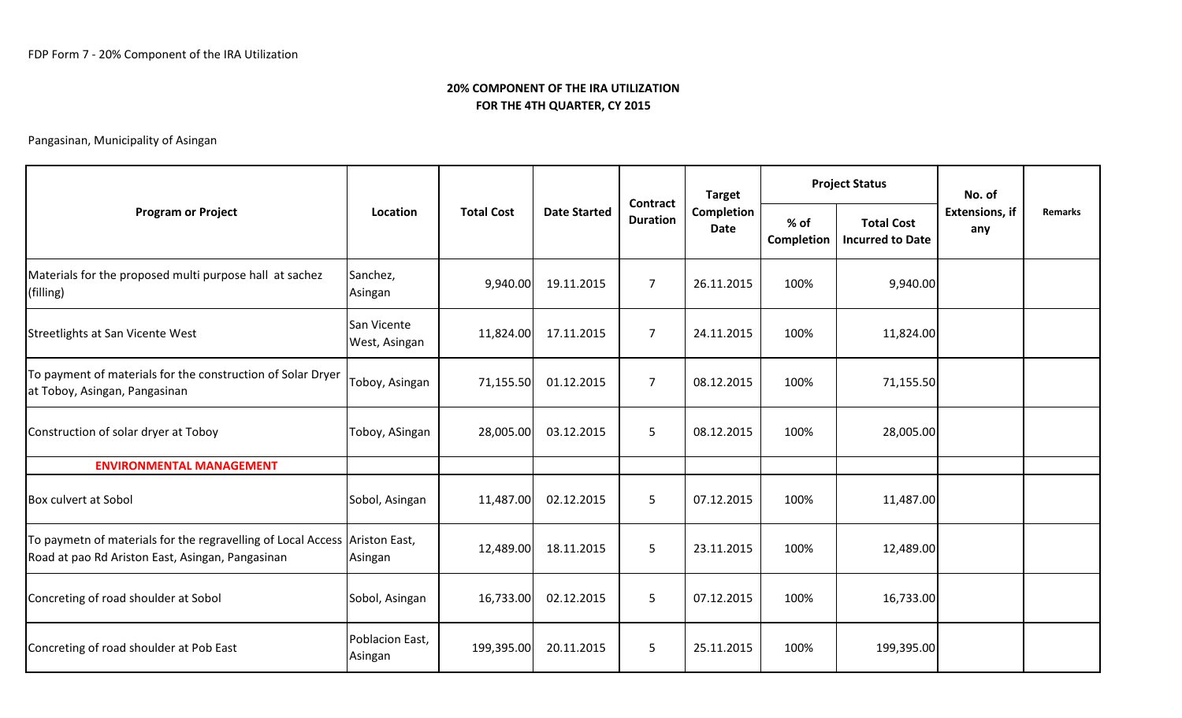FDP Form 7 - 20% Component of the IRA Utilization

## 20% COMPONENT OF THE IRA UTILIZATION
## FOR THE 4TH QUARTER, CY 2015

Pangasinan, Municipality of Asingan

| Program or Project | Location | Total Cost | Date Started | Contract Duration | Target Completion Date | Project Status | | No. of Extensions, if any | Remarks |
|---|---|---|---|---|---|---|---|---|---|
| | | | | | | % of Completion | Total Cost Incurred to Date | | |
| Materials for the proposed multi purpose hall at sachez (filling) | Sanchez, Asingan | 9,940.00 | 19.11.2015 | 7 | 26.11.2015 | 100% | 9,940.00 | | |
| Streetlights at San Vicente West | San Vicente West, Asingan | 11,824.00 | 17.11.2015 | 7 | 24.11.2015 | 100% | 11,824.00 | | |
| To payment of materials for the construction of Solar Dryer at Toboy, Asingan, Pangasinan | Toboy, Asingan | 71,155.50 | 01.12.2015 | 7 | 08.12.2015 | 100% | 71,155.50 | | |
| Construction of solar dryer at Toboy | Toboy, ASingan | 28,005.00 | 03.12.2015 | 5 | 08.12.2015 | 100% | 28,005.00 | | |
| **ENVIRONMENTAL MANAGEMENT** | | | | | | | | | |
| Box culvert at Sobol | Sobol, Asingan | 11,487.00 | 02.12.2015 | 5 | 07.12.2015 | 100% | 11,487.00 | | |
| To paymetn of materials for the regravelling of Local Access Road at pao Rd Ariston East, Asingan, Pangasinan | Ariston East, Asingan | 12,489.00 | 18.11.2015 | 5 | 23.11.2015 | 100% | 12,489.00 | | |
| Concreting of road shoulder at Sobol | Sobol, Asingan | 16,733.00 | 02.12.2015 | 5 | 07.12.2015 | 100% | 16,733.00 | | |
| Concreting of road shoulder at Pob East | Poblacion East, Asingan | 199,395.00 | 20.11.2015 | 5 | 25.11.2015 | 100% | 199,395.00 | | |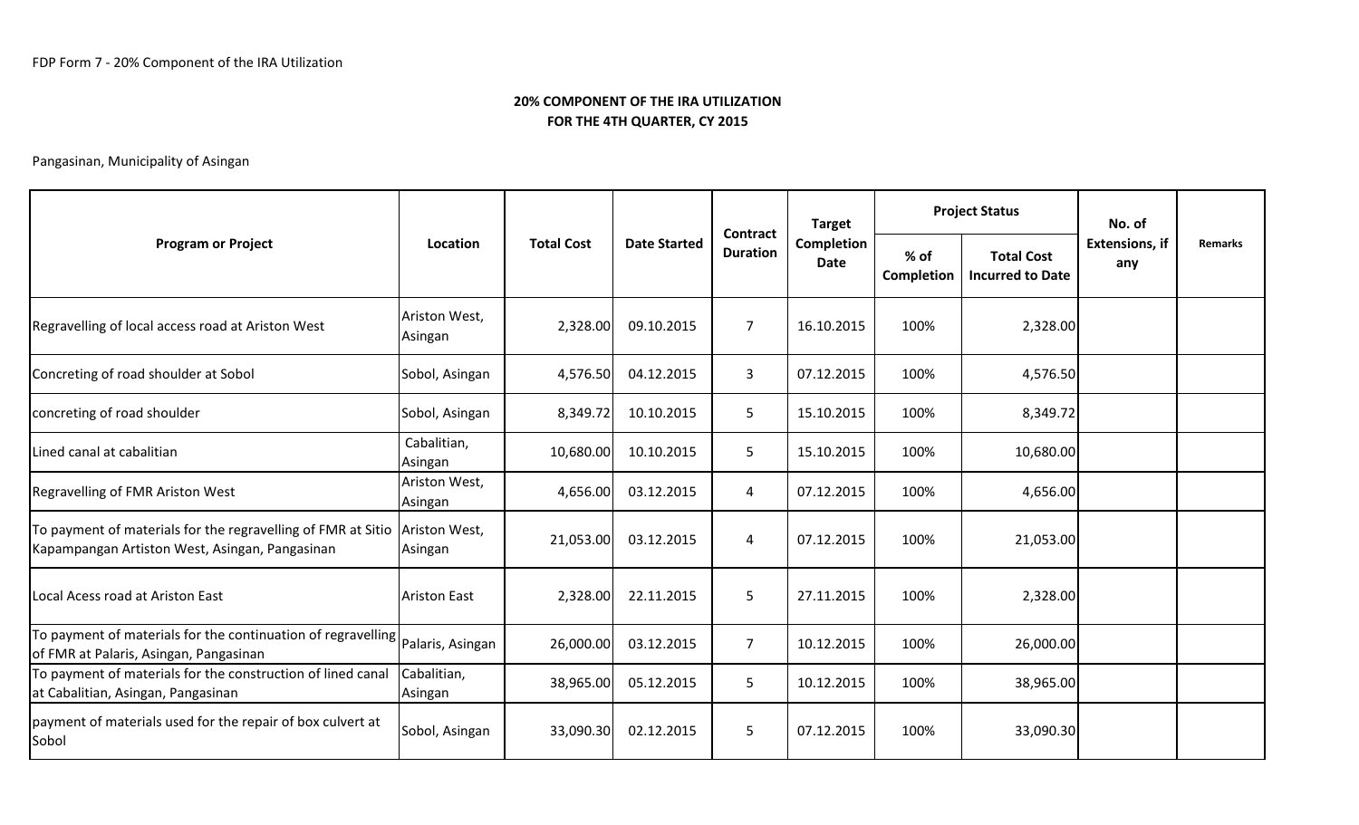FDP Form 7 - 20% Component of the IRA Utilization

## 20% COMPONENT OF THE IRA UTILIZATION
## FOR THE 4TH QUARTER, CY 2015

Pangasinan, Municipality of Asingan

| Program or Project | Location | Total Cost | Date Started | Contract Duration | Target Completion Date | Project Status | | No. of Extensions, if any | Remarks |
|---|---|---|---|---|---|---|---|---|---|
| | | | | | | % of Completion | Total Cost Incurred to Date | | |
| Regravelling of local access road at Ariston West | Ariston West, Asingan | 2,328.00 | 09.10.2015 | 7 | 16.10.2015 | 100% | 2,328.00 | | |
| Concreting of road shoulder at Sobol | Sobol, Asingan | 4,576.50 | 04.12.2015 | 3 | 07.12.2015 | 100% | 4,576.50 | | |
| concreting of road shoulder | Sobol, Asingan | 8,349.72 | 10.10.2015 | 5 | 15.10.2015 | 100% | 8,349.72 | | |
| Lined canal at cabalitian | Cabalitian, Asingan | 10,680.00 | 10.10.2015 | 5 | 15.10.2015 | 100% | 10,680.00 | | |
| Regravelling of FMR Ariston West | Ariston West, Asingan | 4,656.00 | 03.12.2015 | 4 | 07.12.2015 | 100% | 4,656.00 | | |
| To payment of materials for the regravelling of FMR at Sitio Kapampangan Artiston West, Asingan, Pangasinan | Ariston West, Asingan | 21,053.00 | 03.12.2015 | 4 | 07.12.2015 | 100% | 21,053.00 | | |
| Local Acess road at Ariston East | Ariston East | 2,328.00 | 22.11.2015 | 5 | 27.11.2015 | 100% | 2,328.00 | | |
| To payment of materials for the continuation of regravelling of FMR at Palaris, Asingan, Pangasinan | Palaris, Asingan | 26,000.00 | 03.12.2015 | 7 | 10.12.2015 | 100% | 26,000.00 | | |
| To payment of materials for the construction of lined canal at Cabalitian, Asingan, Pangasinan | Cabalitian, Asingan | 38,965.00 | 05.12.2015 | 5 | 10.12.2015 | 100% | 38,965.00 | | |
| payment of materials used for the repair of box culvert at Sobol | Sobol, Asingan | 33,090.30 | 02.12.2015 | 5 | 07.12.2015 | 100% | 33,090.30 | | |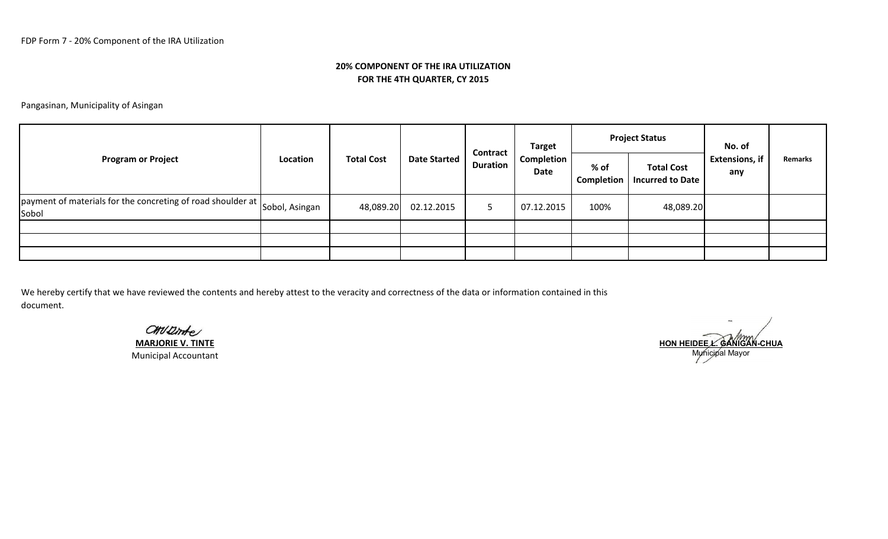FDP Form 7 - 20% Component of the IRA Utilization

## 20% COMPONENT OF THE IRA UTILIZATION
## FOR THE 4TH QUARTER, CY 2015

Pangasinan, Municipality of Asingan

| Program or Project | Location | Total Cost | Date Started | Contract Duration | Target Completion Date | Project Status | | No. of Extensions, if any | Remarks |
|---|---|---|---|---|---|---|---|---|---|
| | | | | | | % of Completion | Total Cost Incurred to Date | | |
| payment of materials for the concreting of road shoulder at Sobol | Sobol, Asingan | 48,089.20 | 02.12.2015 | 5 | 07.12.2015 | 100% | 48,089.20 | | |
| | | | | | | | | | |
| | | | | | | | | | |
| | | | | | | | | | |

We hereby certify that we have reviewed the contents and hereby attest to the veracity and correctness of the data or information contained in this document.

**MARJORIE V. TINTE**
Municipal Accountant

**HON HEIDEE L. GANIGAN-CHUA**
Municipal Mayor